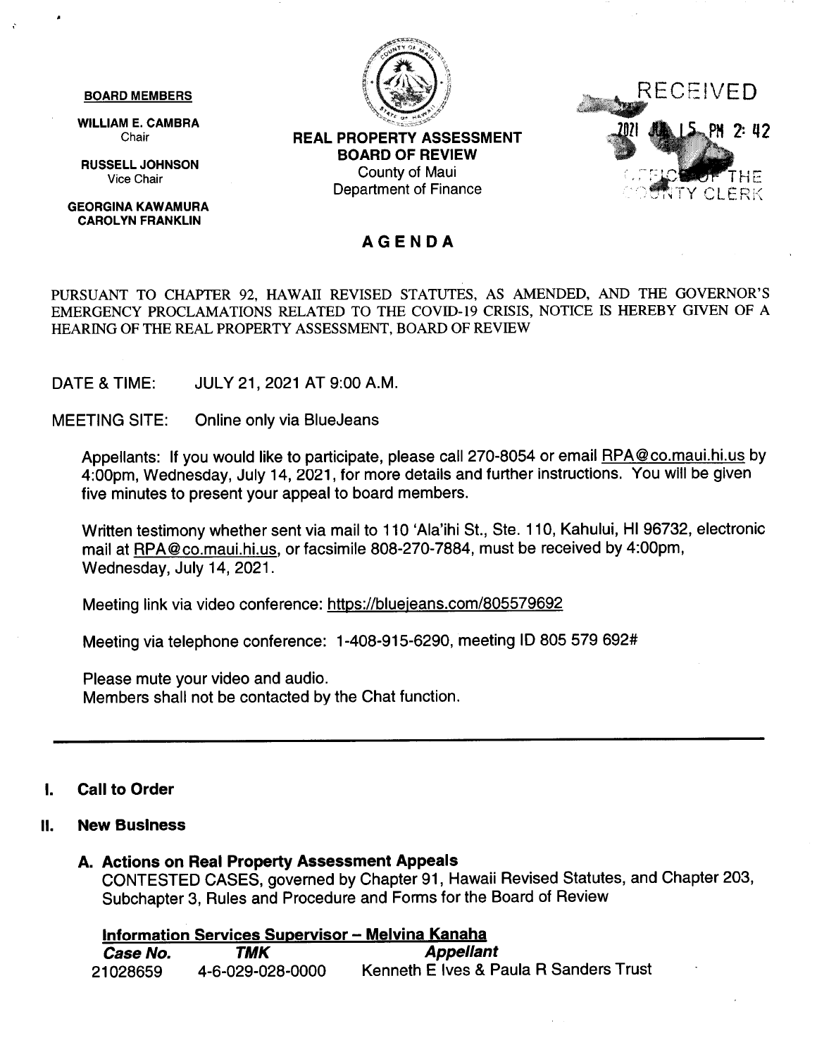**BOARD MEMBERS**

**WILLIAM E. CAMBRA**
Chair

**RUSSELL JOHNSON**
Vice Chair

**GEORGINA KAWAMURA**
**CAROLYN FRANKLIN**

**REAL PROPERTY ASSESSMENT BOARD OF REVIEW**
County of Maui
Department of Finance

RECEIVED
2021 JUL 15 PM 2: 42
OFFICE OF THE COUNTY CLERK

# AGENDA

PURSUANT TO CHAPTER 92, HAWAII REVISED STATUTES, AS AMENDED, AND THE GOVERNOR'S EMERGENCY PROCLAMATIONS RELATED TO THE COVID-19 CRISIS, NOTICE IS HEREBY GIVEN OF A HEARING OF THE REAL PROPERTY ASSESSMENT, BOARD OF REVIEW

DATE & TIME: JULY 21, 2021 AT 9:00 A.M.

MEETING SITE: Online only via BlueJeans

Appellants: If you would like to participate, please call 270-8054 or email RPA@co.maui.hi.us by 4:00pm, Wednesday, July 14, 2021, for more details and further instructions. You will be given five minutes to present your appeal to board members.

Written testimony whether sent via mail to 110 'Ala'ihi St., Ste. 110, Kahului, HI 96732, electronic mail at RPA@co.maui.hi.us, or facsimile 808-270-7884, must be received by 4:00pm, Wednesday, July 14, 2021.

Meeting link via video conference: https://bluejeans.com/805579692

Meeting via telephone conference: 1-408-915-6290, meeting ID 805 579 692#

Please mute your video and audio.
Members shall not be contacted by the Chat function.

---

## I. Call to Order

## II. New Business

### A. Actions on Real Property Assessment Appeals

CONTESTED CASES, governed by Chapter 91, Hawaii Revised Statutes, and Chapter 203, Subchapter 3, Rules and Procedure and Forms for the Board of Review

**Information Services Supervisor – Melvina Kanaha**

| *Case No.* | *TMK* | *Appellant* |
|---|---|---|
| 21028659 | 4-6-029-028-0000 | Kenneth E Ives & Paula R Sanders Trust |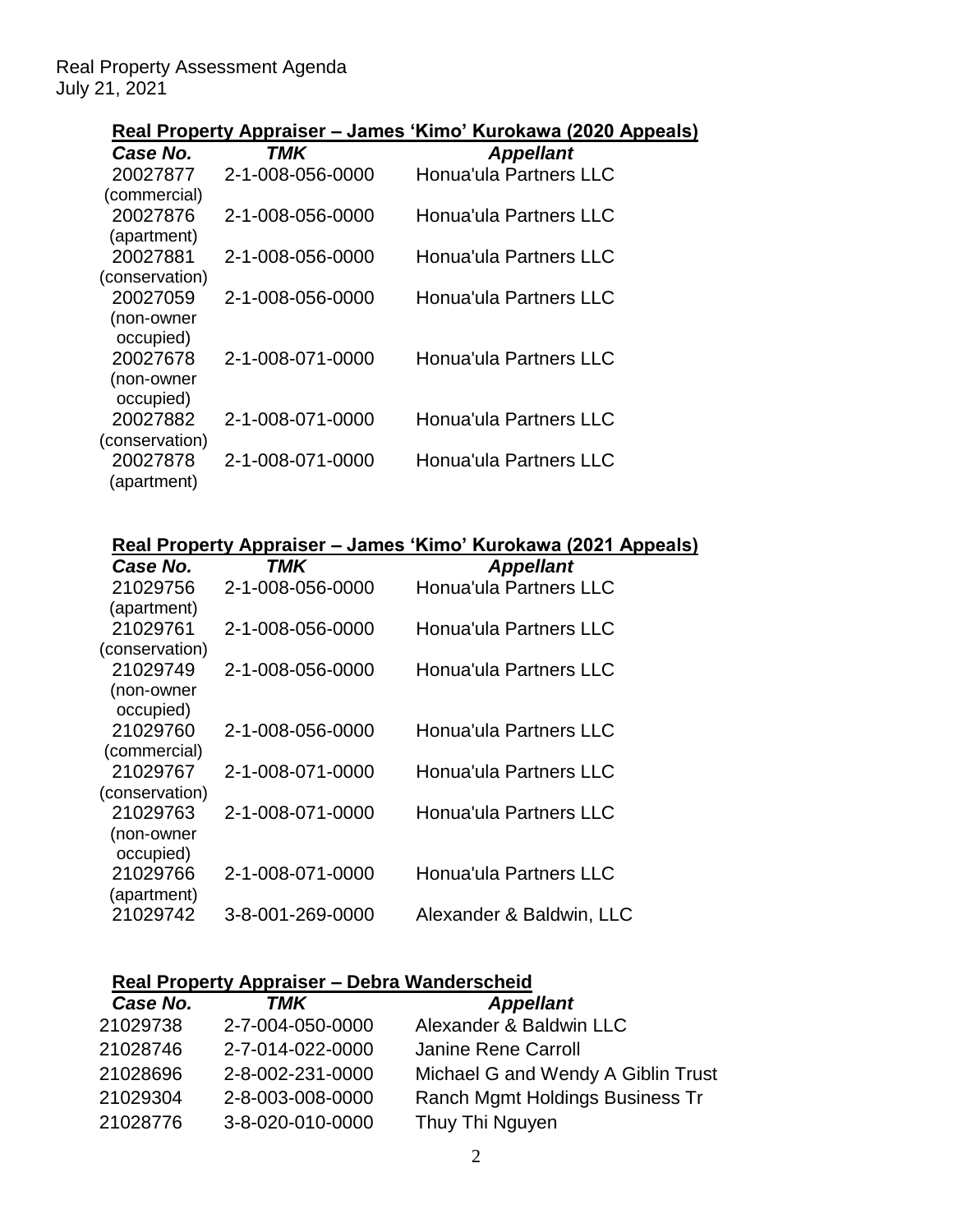Real Property Assessment Agenda
July 21, 2021

## Real Property Appraiser – James 'Kimo' Kurokawa (2020 Appeals)

| *Case No.* | *TMK* | *Appellant* |
|---|---|---|
| 20027877 (commercial) | 2-1-008-056-0000 | Honua'ula Partners LLC |
| 20027876 (apartment) | 2-1-008-056-0000 | Honua'ula Partners LLC |
| 20027881 (conservation) | 2-1-008-056-0000 | Honua'ula Partners LLC |
| 20027059 (non-owner occupied) | 2-1-008-056-0000 | Honua'ula Partners LLC |
| 20027678 (non-owner occupied) | 2-1-008-071-0000 | Honua'ula Partners LLC |
| 20027882 (conservation) | 2-1-008-071-0000 | Honua'ula Partners LLC |
| 20027878 (apartment) | 2-1-008-071-0000 | Honua'ula Partners LLC |

## Real Property Appraiser – James 'Kimo' Kurokawa (2021 Appeals)

| *Case No.* | *TMK* | *Appellant* |
|---|---|---|
| 21029756 (apartment) | 2-1-008-056-0000 | Honua'ula Partners LLC |
| 21029761 (conservation) | 2-1-008-056-0000 | Honua'ula Partners LLC |
| 21029749 (non-owner occupied) | 2-1-008-056-0000 | Honua'ula Partners LLC |
| 21029760 (commercial) | 2-1-008-056-0000 | Honua'ula Partners LLC |
| 21029767 (conservation) | 2-1-008-071-0000 | Honua'ula Partners LLC |
| 21029763 (non-owner occupied) | 2-1-008-071-0000 | Honua'ula Partners LLC |
| 21029766 (apartment) | 2-1-008-071-0000 | Honua'ula Partners LLC |
| 21029742 | 3-8-001-269-0000 | Alexander & Baldwin, LLC |

## Real Property Appraiser – Debra Wanderscheid

| *Case No.* | *TMK* | *Appellant* |
|---|---|---|
| 21029738 | 2-7-004-050-0000 | Alexander & Baldwin LLC |
| 21028746 | 2-7-014-022-0000 | Janine Rene Carroll |
| 21028696 | 2-8-002-231-0000 | Michael G and Wendy A Giblin Trust |
| 21029304 | 2-8-003-008-0000 | Ranch Mgmt Holdings Business Tr |
| 21028776 | 3-8-020-010-0000 | Thuy Thi Nguyen |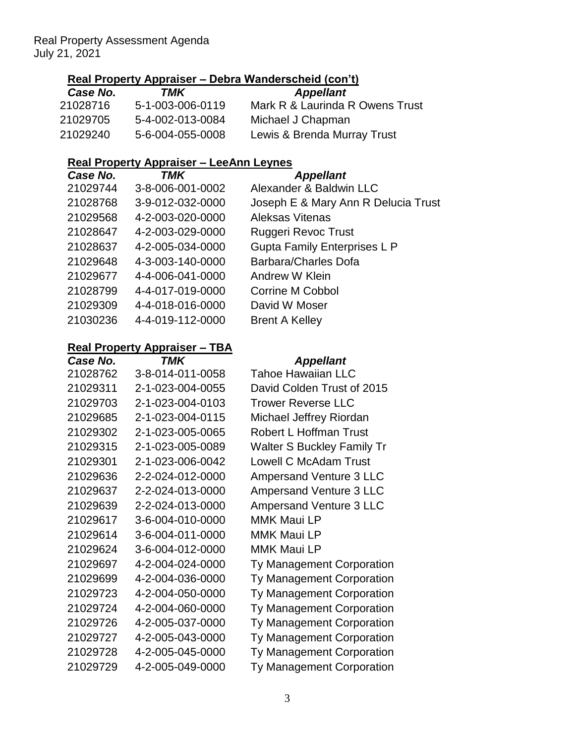### Real Property Appraiser – Debra Wanderscheid (con't)

| Case No. | TMK | Appellant |
|---|---|---|
| 21028716 | 5-1-003-006-0119 | Mark R & Laurinda R Owens Trust |
| 21029705 | 5-4-002-013-0084 | Michael J Chapman |
| 21029240 | 5-6-004-055-0008 | Lewis & Brenda Murray Trust |

### Real Property Appraiser – LeeAnn Leynes

| Case No. | TMK | Appellant |
|---|---|---|
| 21029744 | 3-8-006-001-0002 | Alexander & Baldwin LLC |
| 21028768 | 3-9-012-032-0000 | Joseph E & Mary Ann R Delucia Trust |
| 21029568 | 4-2-003-020-0000 | Aleksas Vitenas |
| 21028647 | 4-2-003-029-0000 | Ruggeri Revoc Trust |
| 21028637 | 4-2-005-034-0000 | Gupta Family Enterprises L P |
| 21029648 | 4-3-003-140-0000 | Barbara/Charles Dofa |
| 21029677 | 4-4-006-041-0000 | Andrew W Klein |
| 21028799 | 4-4-017-019-0000 | Corrine M Cobbol |
| 21029309 | 4-4-018-016-0000 | David W Moser |
| 21030236 | 4-4-019-112-0000 | Brent A Kelley |

### Real Property Appraiser – TBA

| Case No. | TMK | Appellant |
|---|---|---|
| 21028762 | 3-8-014-011-0058 | Tahoe Hawaiian LLC |
| 21029311 | 2-1-023-004-0055 | David Colden Trust of 2015 |
| 21029703 | 2-1-023-004-0103 | Trower Reverse LLC |
| 21029685 | 2-1-023-004-0115 | Michael Jeffrey Riordan |
| 21029302 | 2-1-023-005-0065 | Robert L Hoffman Trust |
| 21029315 | 2-1-023-005-0089 | Walter S Buckley Family Tr |
| 21029301 | 2-1-023-006-0042 | Lowell C McAdam Trust |
| 21029636 | 2-2-024-012-0000 | Ampersand Venture 3 LLC |
| 21029637 | 2-2-024-013-0000 | Ampersand Venture 3 LLC |
| 21029639 | 2-2-024-013-0000 | Ampersand Venture 3 LLC |
| 21029617 | 3-6-004-010-0000 | MMK Maui LP |
| 21029614 | 3-6-004-011-0000 | MMK Maui LP |
| 21029624 | 3-6-004-012-0000 | MMK Maui LP |
| 21029697 | 4-2-004-024-0000 | Ty Management Corporation |
| 21029699 | 4-2-004-036-0000 | Ty Management Corporation |
| 21029723 | 4-2-004-050-0000 | Ty Management Corporation |
| 21029724 | 4-2-004-060-0000 | Ty Management Corporation |
| 21029726 | 4-2-005-037-0000 | Ty Management Corporation |
| 21029727 | 4-2-005-043-0000 | Ty Management Corporation |
| 21029728 | 4-2-005-045-0000 | Ty Management Corporation |
| 21029729 | 4-2-005-049-0000 | Ty Management Corporation |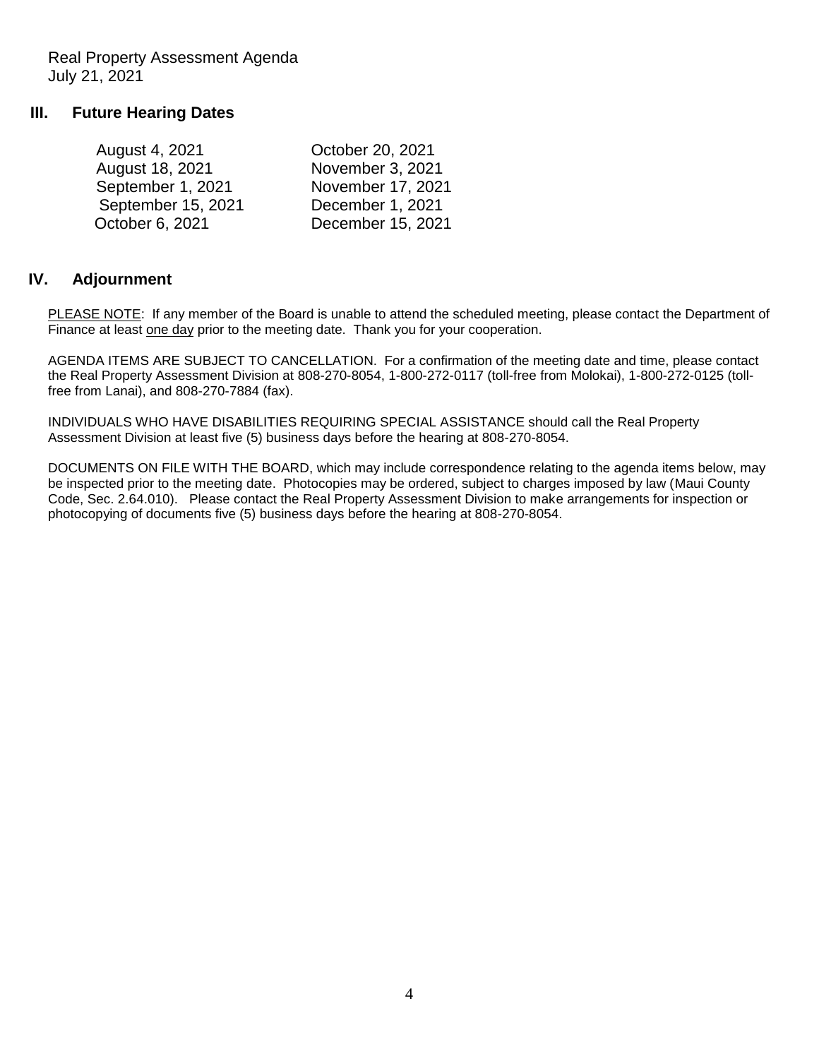Real Property Assessment Agenda
July 21, 2021

## III. Future Hearing Dates

| | |
|---|---|
| August 4, 2021 | October 20, 2021 |
| August 18, 2021 | November 3, 2021 |
| September 1, 2021 | November 17, 2021 |
| September 15, 2021 | December 1, 2021 |
| October 6, 2021 | December 15, 2021 |

## IV. Adjournment

PLEASE NOTE: If any member of the Board is unable to attend the scheduled meeting, please contact the Department of Finance at least one day prior to the meeting date. Thank you for your cooperation.

AGENDA ITEMS ARE SUBJECT TO CANCELLATION. For a confirmation of the meeting date and time, please contact the Real Property Assessment Division at 808-270-8054, 1-800-272-0117 (toll-free from Molokai), 1-800-272-0125 (toll-free from Lanai), and 808-270-7884 (fax).

INDIVIDUALS WHO HAVE DISABILITIES REQUIRING SPECIAL ASSISTANCE should call the Real Property Assessment Division at least five (5) business days before the hearing at 808-270-8054.

DOCUMENTS ON FILE WITH THE BOARD, which may include correspondence relating to the agenda items below, may be inspected prior to the meeting date. Photocopies may be ordered, subject to charges imposed by law (Maui County Code, Sec. 2.64.010). Please contact the Real Property Assessment Division to make arrangements for inspection or photocopying of documents five (5) business days before the hearing at 808-270-8054.